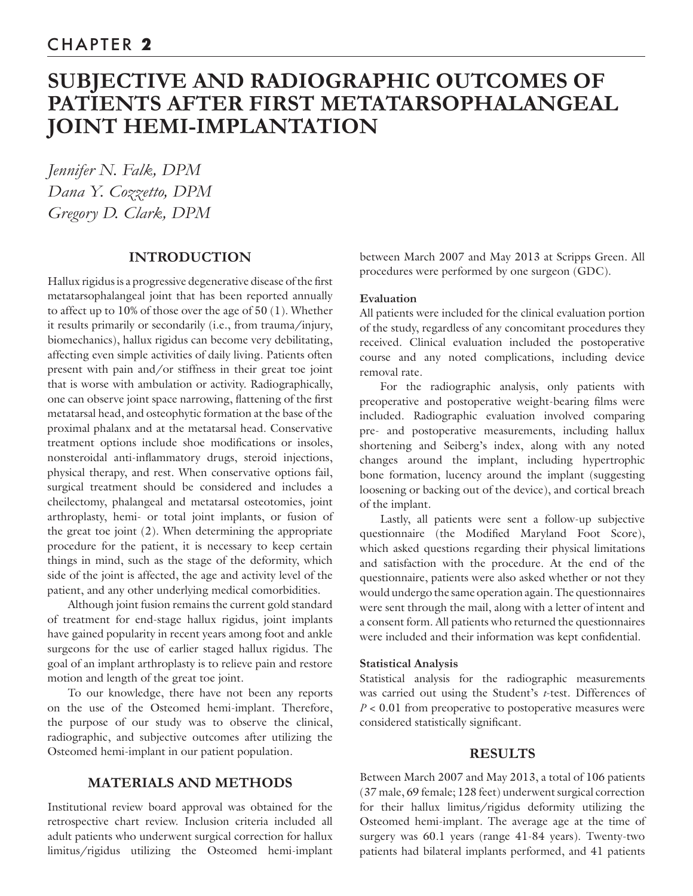# CHAPTER 2

# SUBJECTIVE AND RADIOGRAPHIC OUTCOMES OF PATIENTS AFTER FIRST METATARSOPHALANGEAL JOINT HEMI-IMPLANTATION

*Jennifer N. Falk, DPM*
*Dana Y. Cozzetto, DPM*
*Gregory D. Clark, DPM*

## INTRODUCTION

Hallux rigidus is a progressive degenerative disease of the first metatarsophalangeal joint that has been reported annually to affect up to 10% of those over the age of 50 (1). Whether it results primarily or secondarily (i.e., from trauma/injury, biomechanics), hallux rigidus can become very debilitating, affecting even simple activities of daily living. Patients often present with pain and/or stiffness in their great toe joint that is worse with ambulation or activity. Radiographically, one can observe joint space narrowing, flattening of the first metatarsal head, and osteophytic formation at the base of the proximal phalanx and at the metatarsal head. Conservative treatment options include shoe modifications or insoles, nonsteroidal anti-inflammatory drugs, steroid injections, physical therapy, and rest. When conservative options fail, surgical treatment should be considered and includes a cheilectomy, phalangeal and metatarsal osteotomies, joint arthroplasty, hemi- or total joint implants, or fusion of the great toe joint (2). When determining the appropriate procedure for the patient, it is necessary to keep certain things in mind, such as the stage of the deformity, which side of the joint is affected, the age and activity level of the patient, and any other underlying medical comorbidities.

Although joint fusion remains the current gold standard of treatment for end-stage hallux rigidus, joint implants have gained popularity in recent years among foot and ankle surgeons for the use of earlier staged hallux rigidus. The goal of an implant arthroplasty is to relieve pain and restore motion and length of the great toe joint.

To our knowledge, there have not been any reports on the use of the Osteomed hemi-implant. Therefore, the purpose of our study was to observe the clinical, radiographic, and subjective outcomes after utilizing the Osteomed hemi-implant in our patient population.

## MATERIALS AND METHODS

Institutional review board approval was obtained for the retrospective chart review. Inclusion criteria included all adult patients who underwent surgical correction for hallux limitus/rigidus utilizing the Osteomed hemi-implant between March 2007 and May 2013 at Scripps Green. All procedures were performed by one surgeon (GDC).

### Evaluation

All patients were included for the clinical evaluation portion of the study, regardless of any concomitant procedures they received. Clinical evaluation included the postoperative course and any noted complications, including device removal rate.

For the radiographic analysis, only patients with preoperative and postoperative weight-bearing films were included. Radiographic evaluation involved comparing pre- and postoperative measurements, including hallux shortening and Seiberg's index, along with any noted changes around the implant, including hypertrophic bone formation, lucency around the implant (suggesting loosening or backing out of the device), and cortical breach of the implant.

Lastly, all patients were sent a follow-up subjective questionnaire (the Modified Maryland Foot Score), which asked questions regarding their physical limitations and satisfaction with the procedure. At the end of the questionnaire, patients were also asked whether or not they would undergo the same operation again. The questionnaires were sent through the mail, along with a letter of intent and a consent form. All patients who returned the questionnaires were included and their information was kept confidential.

### Statistical Analysis

Statistical analysis for the radiographic measurements was carried out using the Student's *t*-test. Differences of $P < 0.01$ from preoperative to postoperative measures were considered statistically significant.

## RESULTS

Between March 2007 and May 2013, a total of 106 patients (37 male, 69 female; 128 feet) underwent surgical correction for their hallux limitus/rigidus deformity utilizing the Osteomed hemi-implant. The average age at the time of surgery was 60.1 years (range 41-84 years). Twenty-two patients had bilateral implants performed, and 41 patients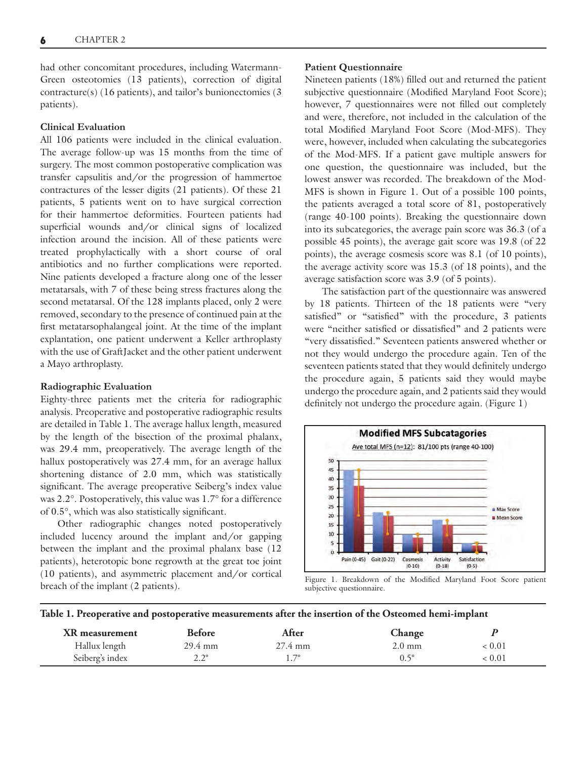had other concomitant procedures, including Watermann-Green osteotomies (13 patients), correction of digital contracture(s) (16 patients), and tailor's bunionectomies (3 patients).

**Clinical Evaluation**

All 106 patients were included in the clinical evaluation. The average follow-up was 15 months from the time of surgery. The most common postoperative complication was transfer capsulitis and/or the progression of hammertoe contractures of the lesser digits (21 patients). Of these 21 patients, 5 patients went on to have surgical correction for their hammertoe deformities. Fourteen patients had superficial wounds and/or clinical signs of localized infection around the incision. All of these patients were treated prophylactically with a short course of oral antibiotics and no further complications were reported. Nine patients developed a fracture along one of the lesser metatarsals, with 7 of these being stress fractures along the second metatarsal. Of the 128 implants placed, only 2 were removed, secondary to the presence of continued pain at the first metatarsophalangeal joint. At the time of the implant explantation, one patient underwent a Keller arthroplasty with the use of GraftJacket and the other patient underwent a Mayo arthroplasty.

**Radiographic Evaluation**

Eighty-three patients met the criteria for radiographic analysis. Preoperative and postoperative radiographic results are detailed in Table 1. The average hallux length, measured by the length of the bisection of the proximal phalanx, was 29.4 mm, preoperatively. The average length of the hallux postoperatively was 27.4 mm, for an average hallux shortening distance of 2.0 mm, which was statistically significant. The average preoperative Seiberg's index value was 2.2°. Postoperatively, this value was 1.7° for a difference of 0.5°, which was also statistically significant.

Other radiographic changes noted postoperatively included lucency around the implant and/or gapping between the implant and the proximal phalanx base (12 patients), heterotopic bone regrowth at the great toe joint (10 patients), and asymmetric placement and/or cortical breach of the implant (2 patients).

**Patient Questionnaire**

Nineteen patients (18%) filled out and returned the patient subjective questionnaire (Modified Maryland Foot Score); however, 7 questionnaires were not filled out completely and were, therefore, not included in the calculation of the total Modified Maryland Foot Score (Mod-MFS). They were, however, included when calculating the subcategories of the Mod-MFS. If a patient gave multiple answers for one question, the questionnaire was included, but the lowest answer was recorded. The breakdown of the Mod-MFS is shown in Figure 1. Out of a possible 100 points, the patients averaged a total score of 81, postoperatively (range 40-100 points). Breaking the questionnaire down into its subcategories, the average pain score was 36.3 (of a possible 45 points), the average gait score was 19.8 (of 22 points), the average cosmesis score was 8.1 (of 10 points), the average activity score was 15.3 (of 18 points), and the average satisfaction score was 3.9 (of 5 points).

The satisfaction part of the questionnaire was answered by 18 patients. Thirteen of the 18 patients were "very satisfied" or "satisfied" with the procedure, 3 patients were "neither satisfied or dissatisfied" and 2 patients were "very dissatisfied." Seventeen patients answered whether or not they would undergo the procedure again. Ten of the seventeen patients stated that they would definitely undergo the procedure again, 5 patients said they would maybe undergo the procedure again, and 2 patients said they would definitely not undergo the procedure again. (Figure 1)

Figure 1. Breakdown of the Modified Maryland Foot Score patient subjective questionnaire.

**Table 1. Preoperative and postoperative measurements after the insertion of the Osteomed hemi-implant**

| XR measurement | Before | After | Change | *P* |
|---|---|---|---|---|
| Hallux length | 29.4 mm | 27.4 mm | 2.0 mm | < 0.01 |
| Seiberg's index | 2.2° | 1.7° | 0.5° | < 0.01 |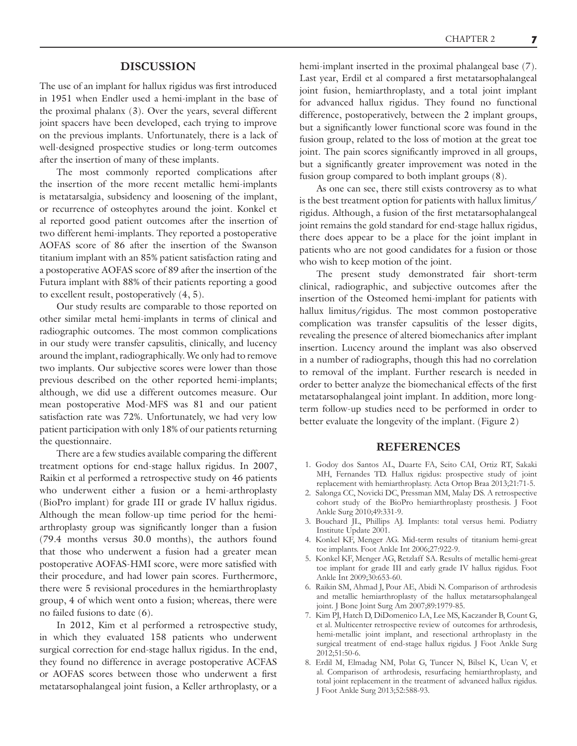## DISCUSSION

The use of an implant for hallux rigidus was first introduced in 1951 when Endler used a hemi-implant in the base of the proximal phalanx (3). Over the years, several different joint spacers have been developed, each trying to improve on the previous implants. Unfortunately, there is a lack of well-designed prospective studies or long-term outcomes after the insertion of many of these implants.

The most commonly reported complications after the insertion of the more recent metallic hemi-implants is metatarsalgia, subsidency and loosening of the implant, or recurrence of osteophytes around the joint. Konkel et al reported good patient outcomes after the insertion of two different hemi-implants. They reported a postoperative AOFAS score of 86 after the insertion of the Swanson titanium implant with an 85% patient satisfaction rating and a postoperative AOFAS score of 89 after the insertion of the Futura implant with 88% of their patients reporting a good to excellent result, postoperatively (4, 5).

Our study results are comparable to those reported on other similar metal hemi-implants in terms of clinical and radiographic outcomes. The most common complications in our study were transfer capsulitis, clinically, and lucency around the implant, radiographically. We only had to remove two implants. Our subjective scores were lower than those previous described on the other reported hemi-implants; although, we did use a different outcomes measure. Our mean postoperative Mod-MFS was 81 and our patient satisfaction rate was 72%. Unfortunately, we had very low patient participation with only 18% of our patients returning the questionnaire.

There are a few studies available comparing the different treatment options for end-stage hallux rigidus. In 2007, Raikin et al performed a retrospective study on 46 patients who underwent either a fusion or a hemi-arthroplasty (BioPro implant) for grade III or grade IV hallux rigidus. Although the mean follow-up time period for the hemi-arthroplasty group was significantly longer than a fusion (79.4 months versus 30.0 months), the authors found that those who underwent a fusion had a greater mean postoperative AOFAS-HMI score, were more satisfied with their procedure, and had lower pain scores. Furthermore, there were 5 revisional procedures in the hemiarthroplasty group, 4 of which went onto a fusion; whereas, there were no failed fusions to date (6).

In 2012, Kim et al performed a retrospective study, in which they evaluated 158 patients who underwent surgical correction for end-stage hallux rigidus. In the end, they found no difference in average postoperative ACFAS or AOFAS scores between those who underwent a first metatarsophalangeal joint fusion, a Keller arthroplasty, or a hemi-implant inserted in the proximal phalangeal base (7). Last year, Erdil et al compared a first metatarsophalangeal joint fusion, hemiarthroplasty, and a total joint implant for advanced hallux rigidus. They found no functional difference, postoperatively, between the 2 implant groups, but a significantly lower functional score was found in the fusion group, related to the loss of motion at the great toe joint. The pain scores significantly improved in all groups, but a significantly greater improvement was noted in the fusion group compared to both implant groups (8).

As one can see, there still exists controversy as to what is the best treatment option for patients with hallux limitus/rigidus. Although, a fusion of the first metatarsophalangeal joint remains the gold standard for end-stage hallux rigidus, there does appear to be a place for the joint implant in patients who are not good candidates for a fusion or those who wish to keep motion of the joint.

The present study demonstrated fair short-term clinical, radiographic, and subjective outcomes after the insertion of the Osteomed hemi-implant for patients with hallux limitus/rigidus. The most common postoperative complication was transfer capsulitis of the lesser digits, revealing the presence of altered biomechanics after implant insertion. Lucency around the implant was also observed in a number of radiographs, though this had no correlation to removal of the implant. Further research is needed in order to better analyze the biomechanical effects of the first metatarsophalangeal joint implant. In addition, more long-term follow-up studies need to be performed in order to better evaluate the longevity of the implant. (Figure 2)

## REFERENCES

1. Godoy dos Santos AL, Duarte FA, Seito CAI, Ortiz RT, Sakaki MH, Fernandes TD. Hallux rigidus: prospective study of joint replacement with hemiarthroplasty. Acta Ortop Braa 2013;21:71-5.
2. Salonga CC, Novicki DC, Pressman MM, Malay DS. A retrospective cohort study of the BioPro hemiarthroplasty prosthesis. J Foot Ankle Surg 2010;49:331-9.
3. Bouchard JL, Phillips AJ. Implants: total versus hemi. Podiatry Institute Update 2001.
4. Konkel KF, Menger AG. Mid-term results of titanium hemi-great toe implants. Foot Ankle Int 2006;27:922-9.
5. Konkel KF, Menger AG, Retzlaff SA. Results of metallic hemi-great toe implant for grade III and early grade IV hallux rigidus. Foot Ankle Int 2009;30:653-60.
6. Raikin SM, Ahmad J, Pour AE, Abidi N. Comparison of arthrodesis and metallic hemiarthroplasty of the hallux metatarsophalangeal joint. J Bone Joint Surg Am 2007;89:1979-85.
7. Kim PJ, Hatch D, DiDomenico LA, Lee MS, Kaczander B, Count G, et al. Multicenter retrospective review of outcomes for arthrodesis, hemi-metallic joint implant, and resectional arthroplasty in the surgical treatment of end-stage hallux rigidus. J Foot Ankle Surg 2012;51:50-6.
8. Erdil M, Elmadag NM, Polat G, Tuncer N, Bilsel K, Ucan V, et al. Comparison of arthrodesis, resurfacing hemiarthroplasty, and total joint replacement in the treatment of advanced hallux rigidus. J Foot Ankle Surg 2013;52:588-93.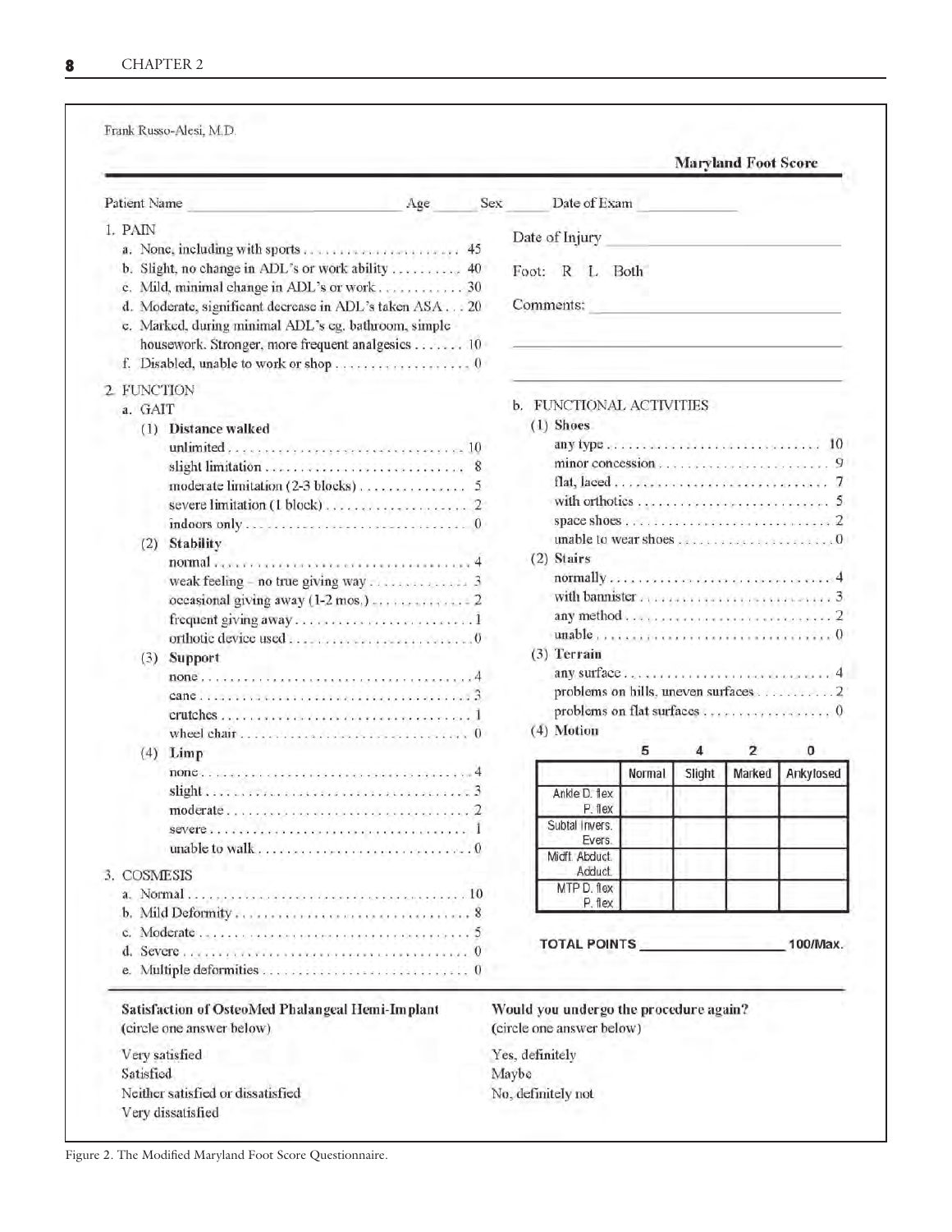Frank Russo-Alesi, M.D.

## Maryland Foot Score

Patient Name ______________________ Age ______ Sex ______ Date of Exam ____________

Date of Injury ______________________

Foot: R L Both

Comments: ______________________

### 1. PAIN

a. None, including with sports . . . . . . . . . . . . . . . . . . . . . . 45
b. Slight, no change in ADL's or work ability . . . . . . . . . . 40
c. Mild, minimal change in ADL's or work . . . . . . . . . . . . 30
d. Moderate, significant decrease in ADL's taken ASA . . . 20
e. Marked, during minimal ADL's eg. bathroom, simple housework. Stronger, more frequent analgesics . . . . . . . 10
f. Disabled, unable to work or shop . . . . . . . . . . . . . . . . . . . 0

### 2. FUNCTION

a. GAIT

(1) **Distance walked**
- unlimited . . . . . . . . . . . . . . . . . . . . . . . . . . . . . . . . 10
- slight limitation . . . . . . . . . . . . . . . . . . . . . . . . . . . 8
- moderate limitation (2-3 blocks) . . . . . . . . . . . . . . 5
- severe limitation (1 block) . . . . . . . . . . . . . . . . . . . 2
- indoors only . . . . . . . . . . . . . . . . . . . . . . . . . . . . . . 0

(2) **Stability**
- normal . . . . . . . . . . . . . . . . . . . . . . . . . . . . . . . . . . . 4
- weak feeling – no true giving way . . . . . . . . . . . . . 3
- occasional giving away (1-2 mos.) . . . . . . . . . . . . . 2
- frequent giving away . . . . . . . . . . . . . . . . . . . . . . . . 1
- orthotic device used . . . . . . . . . . . . . . . . . . . . . . . . . 0

(3) **Support**
- none . . . . . . . . . . . . . . . . . . . . . . . . . . . . . . . . . . . . . 4
- cane . . . . . . . . . . . . . . . . . . . . . . . . . . . . . . . . . . . . . 3
- crutches . . . . . . . . . . . . . . . . . . . . . . . . . . . . . . . . . . 1
- wheel chair . . . . . . . . . . . . . . . . . . . . . . . . . . . . . . . 0

(4) **Limp**
- none . . . . . . . . . . . . . . . . . . . . . . . . . . . . . . . . . . . . . 4
- slight . . . . . . . . . . . . . . . . . . . . . . . . . . . . . . . . . . . . 3
- moderate . . . . . . . . . . . . . . . . . . . . . . . . . . . . . . . . . 2
- severe . . . . . . . . . . . . . . . . . . . . . . . . . . . . . . . . . . . . 1
- unable to walk . . . . . . . . . . . . . . . . . . . . . . . . . . . . . 0

b. FUNCTIONAL ACTIVITIES

(1) **Shoes**
- any type . . . . . . . . . . . . . . . . . . . . . . . . . . . . . . . . . . 10
- minor concession . . . . . . . . . . . . . . . . . . . . . . . . . . . 9
- flat, laced . . . . . . . . . . . . . . . . . . . . . . . . . . . . . . . . . 7
- with orthotics . . . . . . . . . . . . . . . . . . . . . . . . . . . . . . 5
- space shoes . . . . . . . . . . . . . . . . . . . . . . . . . . . . . . . . 2
- unable to wear shoes . . . . . . . . . . . . . . . . . . . . . . . . 0

(2) **Stairs**
- normally . . . . . . . . . . . . . . . . . . . . . . . . . . . . . . . . . . 4
- with bannister . . . . . . . . . . . . . . . . . . . . . . . . . . . . . 3
- any method . . . . . . . . . . . . . . . . . . . . . . . . . . . . . . . . 2
- unable . . . . . . . . . . . . . . . . . . . . . . . . . . . . . . . . . . . . 0

(3) **Terrain**
- any surface . . . . . . . . . . . . . . . . . . . . . . . . . . . . . . . 4
- problems on hills, uneven surfaces . . . . . . . . . . . . 2
- problems on flat surfaces . . . . . . . . . . . . . . . . . . . . 0

(4) **Motion**

| | 5 | 4 | 2 | 0 |
|---|---|---|---|---|
| | Normal | Slight | Marked | Ankylosed |
| Ankle D. flex / P. flex | | | | |
| Subtal Invers. / Evers. | | | | |
| Midft. Abduct. / Adduct. | | | | |
| MTP D. flex / P. flex | | | | |

### 3. COSMESIS

a. Normal . . . . . . . . . . . . . . . . . . . . . . . . . . . . . . . . . . . . . 10
b. Mild Deformity . . . . . . . . . . . . . . . . . . . . . . . . . . . . . . . 8
c. Moderate . . . . . . . . . . . . . . . . . . . . . . . . . . . . . . . . . . . 5
d. Severe . . . . . . . . . . . . . . . . . . . . . . . . . . . . . . . . . . . . . 0
e. Multiple deformities . . . . . . . . . . . . . . . . . . . . . . . . . . 0

**TOTAL POINTS** ______________ **100/Max.**

**Satisfaction of OsteoMed Phalangeal Hemi-Implant**
(circle one answer below)

Very satisfied
Satisfied
Neither satisfied or dissatisfied
Very dissatisfied

**Would you undergo the procedure again?**
(circle one answer below)

Yes, definitely
Maybe
No, definitely not

Figure 2. The Modified Maryland Foot Score Questionnaire.